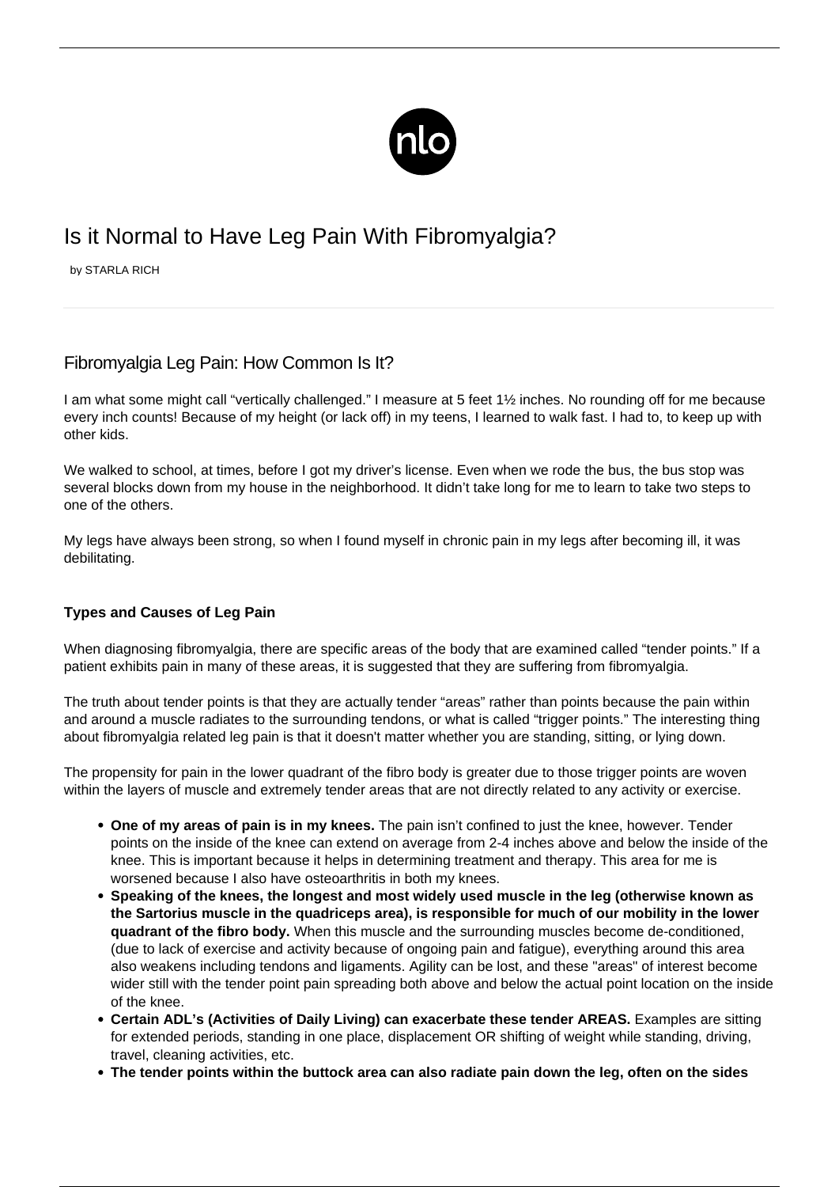# Is it Normal to Have Leg Pain With Fibromyalgia?

by STARLA RICH

## Fibromyalgia Leg Pain: How Common Is It?

I am what some might call "vertically challenged." I measure at 5 feet 1½ inches. No rounding off for me because every inch counts! Because of my height (or lack off) in my teens, I learned to walk fast. I had to, to keep up with other kids.

We walked to school, at times, before I got my driver's license. Even when we rode the bus, the bus stop was several blocks down from my house in the neighborhood. It didn't take long for me to learn to take two steps to one of the others.

My legs have always been strong, so when I found myself in chronic pain in my legs after becoming ill, it was debilitating.

**Types and Causes of Leg Pain**

When diagnosing fibromyalgia, there are specific areas of the body that are examined called "tender points." If a patient exhibits pain in many of these areas, it is suggested that they are suffering from fibromyalgia.

The truth about tender points is that they are actually tender "areas" rather than points because the pain within and around a muscle radiates to the surrounding tendons, or what is called "trigger points." The interesting thing about fibromyalgia related leg pain is that it doesn't matter whether you are standing, sitting, or lying down.

The propensity for pain in the lower quadrant of the fibro body is greater due to those trigger points are woven within the layers of muscle and extremely tender areas that are not directly related to any activity or exercise.

- **One of my areas of pain is in my knees.** The pain isn't confined to just the knee, however. Tender points on the inside of the knee can extend on average from 2-4 inches above and below the inside of the knee. This is important because it helps in determining treatment and therapy. This area for me is worsened because I also have osteoarthritis in both my knees.
- **Speaking of the knees, the longest and most widely used muscle in the leg (otherwise known as the Sartorius muscle in the quadriceps area), is responsible for much of our mobility in the lower quadrant of the fibro body.** When this muscle and the surrounding muscles become de-conditioned, (due to lack of exercise and activity because of ongoing pain and fatigue), everything around this area also weakens including tendons and ligaments. Agility can be lost, and these "areas" of interest become wider still with the tender point pain spreading both above and below the actual point location on the inside of the knee.
- **Certain ADL's (Activities of Daily Living) can exacerbate these tender AREAS.** Examples are sitting for extended periods, standing in one place, displacement OR shifting of weight while standing, driving, travel, cleaning activities, etc.
- **The tender points within the buttock area can also radiate pain down the leg, often on the sides**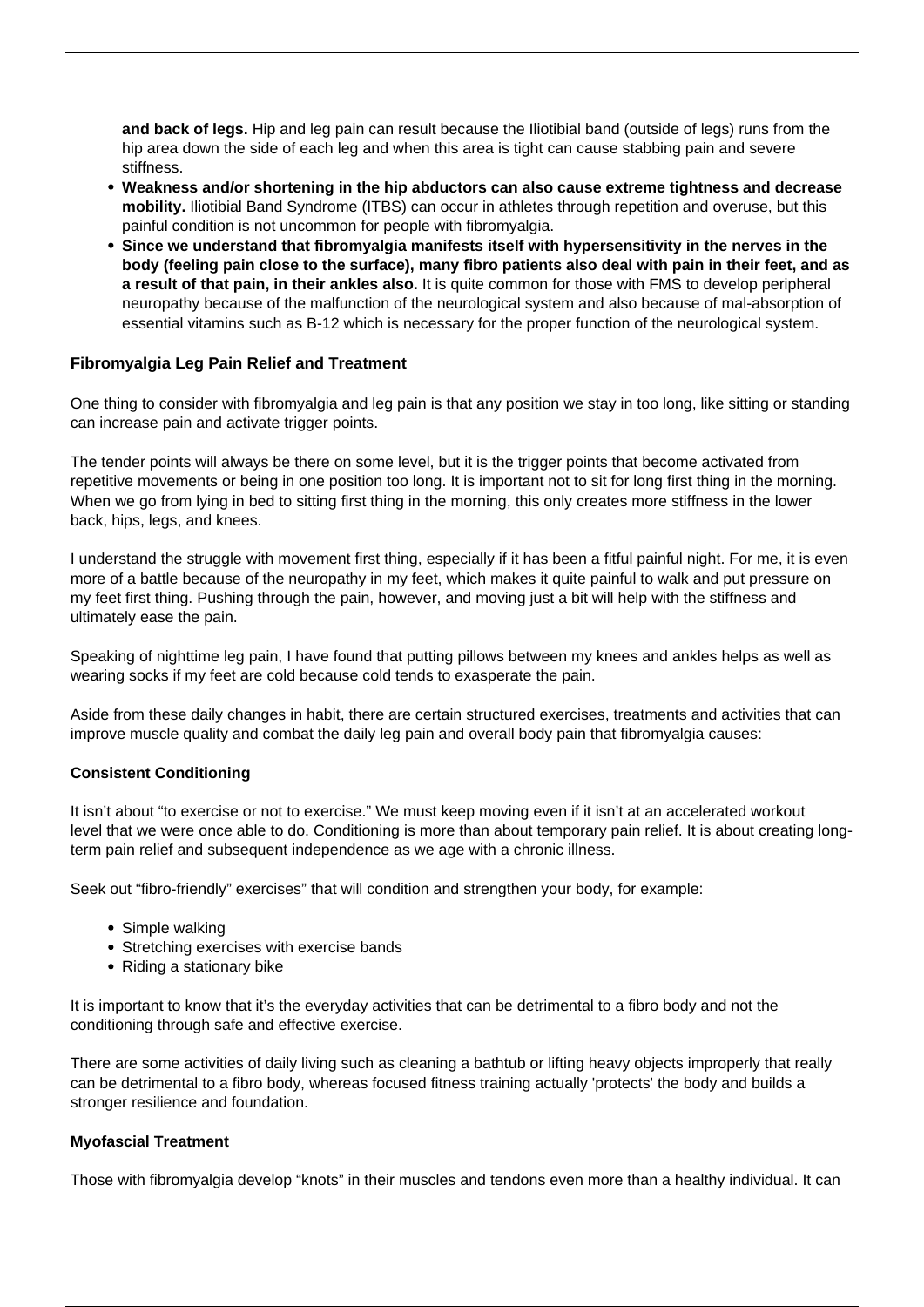**and back of legs.** Hip and leg pain can result because the Iliotibial band (outside of legs) runs from the hip area down the side of each leg and when this area is tight can cause stabbing pain and severe stiffness.

- **Weakness and/or shortening in the hip abductors can also cause extreme tightness and decrease mobility.** Iliotibial Band Syndrome (ITBS) can occur in athletes through repetition and overuse, but this painful condition is not uncommon for people with fibromyalgia.
- **Since we understand that fibromyalgia manifests itself with hypersensitivity in the nerves in the body (feeling pain close to the surface), many fibro patients also deal with pain in their feet, and as a result of that pain, in their ankles also.** It is quite common for those with FMS to develop peripheral neuropathy because of the malfunction of the neurological system and also because of mal-absorption of essential vitamins such as B-12 which is necessary for the proper function of the neurological system.

**Fibromyalgia Leg Pain Relief and Treatment**

One thing to consider with fibromyalgia and leg pain is that any position we stay in too long, like sitting or standing can increase pain and activate trigger points.

The tender points will always be there on some level, but it is the trigger points that become activated from repetitive movements or being in one position too long. It is important not to sit for long first thing in the morning. When we go from lying in bed to sitting first thing in the morning, this only creates more stiffness in the lower back, hips, legs, and knees.

I understand the struggle with movement first thing, especially if it has been a fitful painful night. For me, it is even more of a battle because of the neuropathy in my feet, which makes it quite painful to walk and put pressure on my feet first thing. Pushing through the pain, however, and moving just a bit will help with the stiffness and ultimately ease the pain.

Speaking of nighttime leg pain, I have found that putting pillows between my knees and ankles helps as well as wearing socks if my feet are cold because cold tends to exasperate the pain.

Aside from these daily changes in habit, there are certain structured exercises, treatments and activities that can improve muscle quality and combat the daily leg pain and overall body pain that fibromyalgia causes:

**Consistent Conditioning**

It isn't about "to exercise or not to exercise." We must keep moving even if it isn't at an accelerated workout level that we were once able to do. Conditioning is more than about temporary pain relief. It is about creating long-term pain relief and subsequent independence as we age with a chronic illness.

Seek out "fibro-friendly" exercises" that will condition and strengthen your body, for example:

- Simple walking
- Stretching exercises with exercise bands
- Riding a stationary bike

It is important to know that it's the everyday activities that can be detrimental to a fibro body and not the conditioning through safe and effective exercise.

There are some activities of daily living such as cleaning a bathtub or lifting heavy objects improperly that really can be detrimental to a fibro body, whereas focused fitness training actually 'protects' the body and builds a stronger resilience and foundation.

**Myofascial Treatment**

Those with fibromyalgia develop "knots" in their muscles and tendons even more than a healthy individual. It can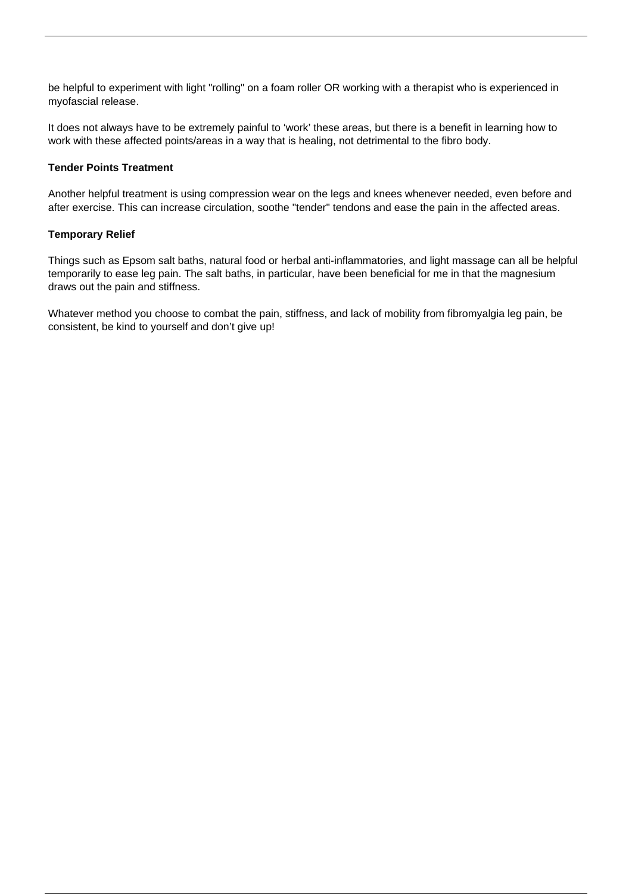be helpful to experiment with light "rolling" on a foam roller OR working with a therapist who is experienced in myofascial release.

It does not always have to be extremely painful to ‘work’ these areas, but there is a benefit in learning how to work with these affected points/areas in a way that is healing, not detrimental to the fibro body.

**Tender Points Treatment**

Another helpful treatment is using compression wear on the legs and knees whenever needed, even before and after exercise. This can increase circulation, soothe "tender" tendons and ease the pain in the affected areas.

**Temporary Relief**

Things such as Epsom salt baths, natural food or herbal anti-inflammatories, and light massage can all be helpful temporarily to ease leg pain. The salt baths, in particular, have been beneficial for me in that the magnesium draws out the pain and stiffness.

Whatever method you choose to combat the pain, stiffness, and lack of mobility from fibromyalgia leg pain, be consistent, be kind to yourself and don’t give up!